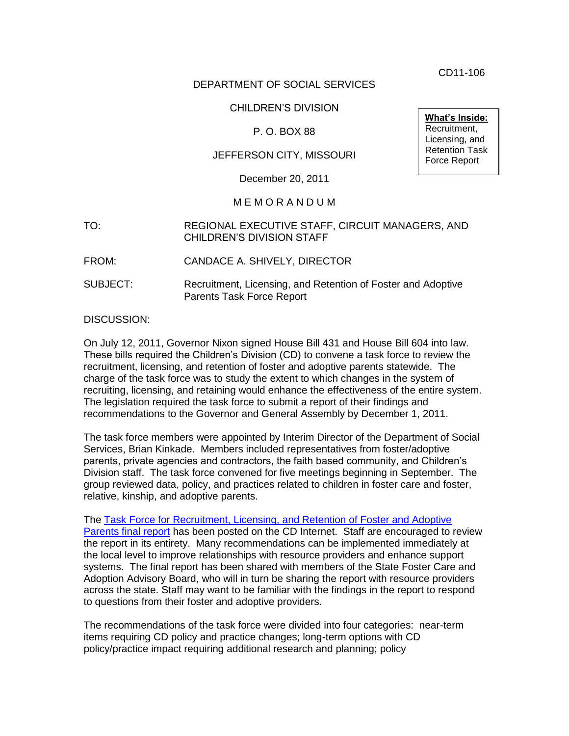CD11-106

DEPARTMENT OF SOCIAL SERVICES

CHILDREN'S DIVISION

P. O. BOX 88

JEFFERSON CITY, MISSOURI

December 20, 2011

**What's Inside:**
Recruitment, Licensing, and Retention Task Force Report

M E M O R A N D U M

TO: REGIONAL EXECUTIVE STAFF, CIRCUIT MANAGERS, AND CHILDREN'S DIVISION STAFF

FROM: CANDACE A. SHIVELY, DIRECTOR

SUBJECT: Recruitment, Licensing, and Retention of Foster and Adoptive Parents Task Force Report

DISCUSSION:

On July 12, 2011, Governor Nixon signed House Bill 431 and House Bill 604 into law. These bills required the Children's Division (CD) to convene a task force to review the recruitment, licensing, and retention of foster and adoptive parents statewide. The charge of the task force was to study the extent to which changes in the system of recruiting, licensing, and retaining would enhance the effectiveness of the entire system. The legislation required the task force to submit a report of their findings and recommendations to the Governor and General Assembly by December 1, 2011.

The task force members were appointed by Interim Director of the Department of Social Services, Brian Kinkade. Members included representatives from foster/adoptive parents, private agencies and contractors, the faith based community, and Children's Division staff. The task force convened for five meetings beginning in September. The group reviewed data, policy, and practices related to children in foster care and foster, relative, kinship, and adoptive parents.

The Task Force for Recruitment, Licensing, and Retention of Foster and Adoptive Parents final report has been posted on the CD Internet. Staff are encouraged to review the report in its entirety. Many recommendations can be implemented immediately at the local level to improve relationships with resource providers and enhance support systems. The final report has been shared with members of the State Foster Care and Adoption Advisory Board, who will in turn be sharing the report with resource providers across the state. Staff may want to be familiar with the findings in the report to respond to questions from their foster and adoptive providers.

The recommendations of the task force were divided into four categories: near-term items requiring CD policy and practice changes; long-term options with CD policy/practice impact requiring additional research and planning; policy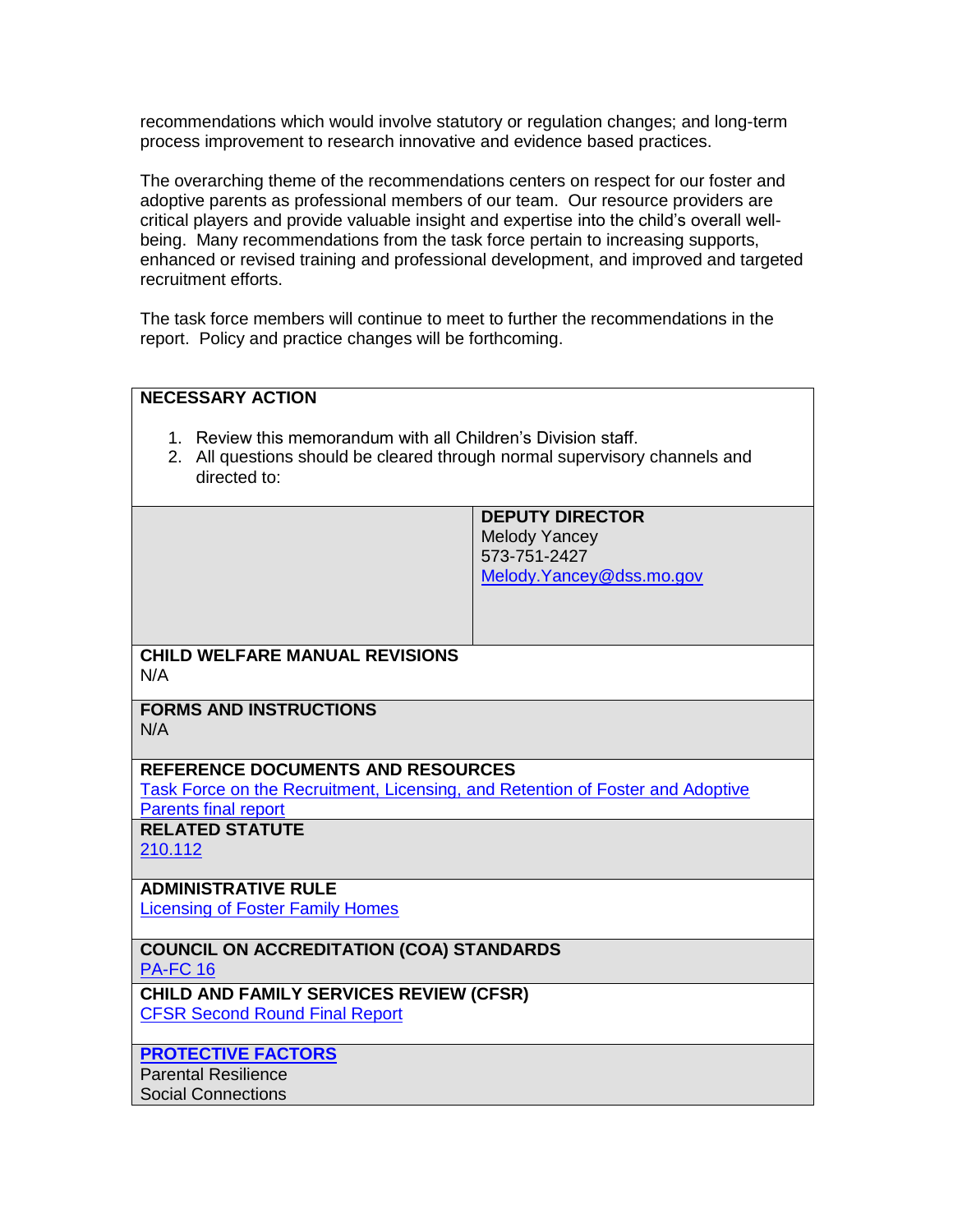recommendations which would involve statutory or regulation changes; and long-term process improvement to research innovative and evidence based practices.

The overarching theme of the recommendations centers on respect for our foster and adoptive parents as professional members of our team. Our resource providers are critical players and provide valuable insight and expertise into the child's overall well-being. Many recommendations from the task force pertain to increasing supports, enhanced or revised training and professional development, and improved and targeted recruitment efforts.

The task force members will continue to meet to further the recommendations in the report. Policy and practice changes will be forthcoming.

**NECESSARY ACTION**

1. Review this memorandum with all Children's Division staff.
2. All questions should be cleared through normal supervisory channels and directed to:

| | **DEPUTY DIRECTOR**<br>Melody Yancey<br>573-751-2427<br>Melody.Yancey@dss.mo.gov |
|---|---|

**CHILD WELFARE MANUAL REVISIONS**
N/A

**FORMS AND INSTRUCTIONS**
N/A

**REFERENCE DOCUMENTS AND RESOURCES**
Task Force on the Recruitment, Licensing, and Retention of Foster and Adoptive Parents final report

**RELATED STATUTE**
210.112

**ADMINISTRATIVE RULE**
Licensing of Foster Family Homes

**COUNCIL ON ACCREDITATION (COA) STANDARDS**
PA-FC 16

**CHILD AND FAMILY SERVICES REVIEW (CFSR)**
CFSR Second Round Final Report

**PROTECTIVE FACTORS**
Parental Resilience
Social Connections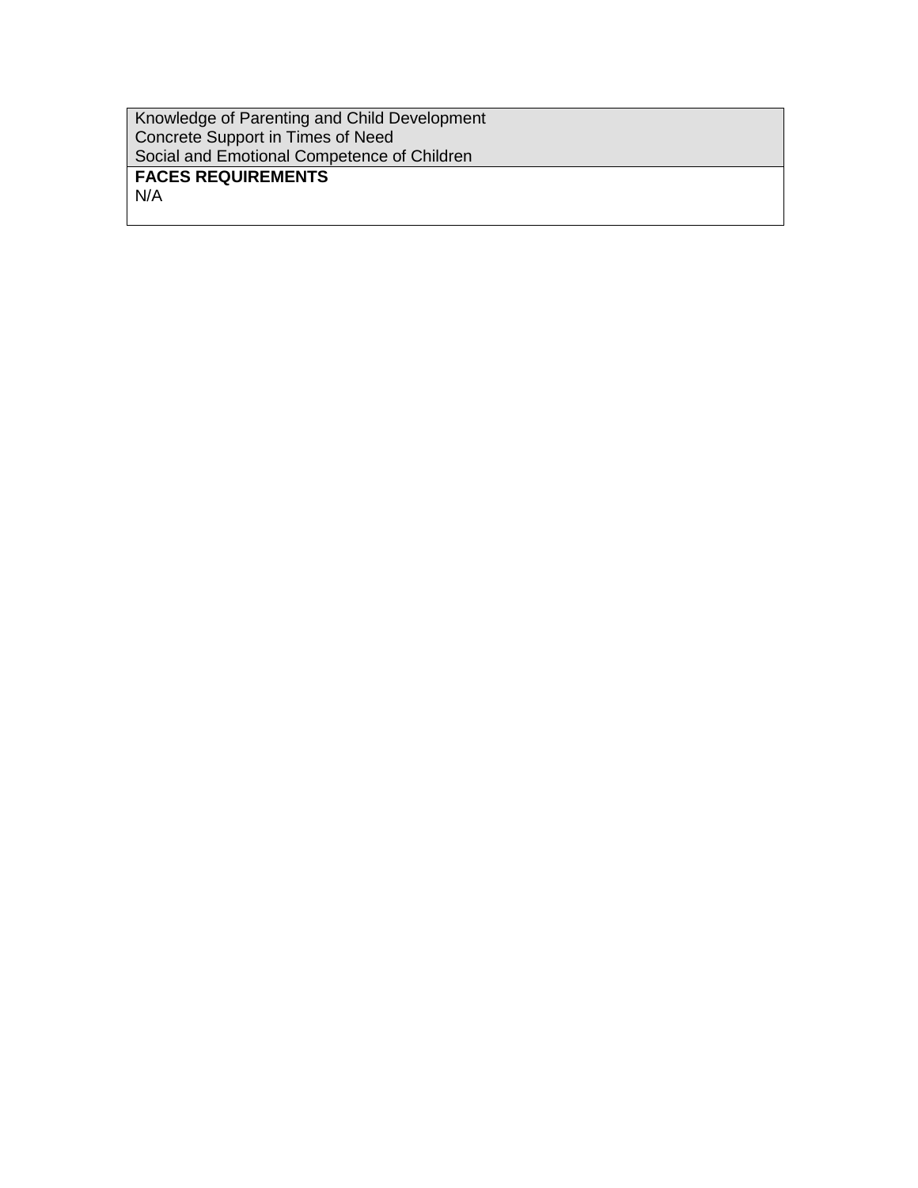Knowledge of Parenting and Child Development
Concrete Support in Times of Need
Social and Emotional Competence of Children

**FACES REQUIREMENTS**

N/A